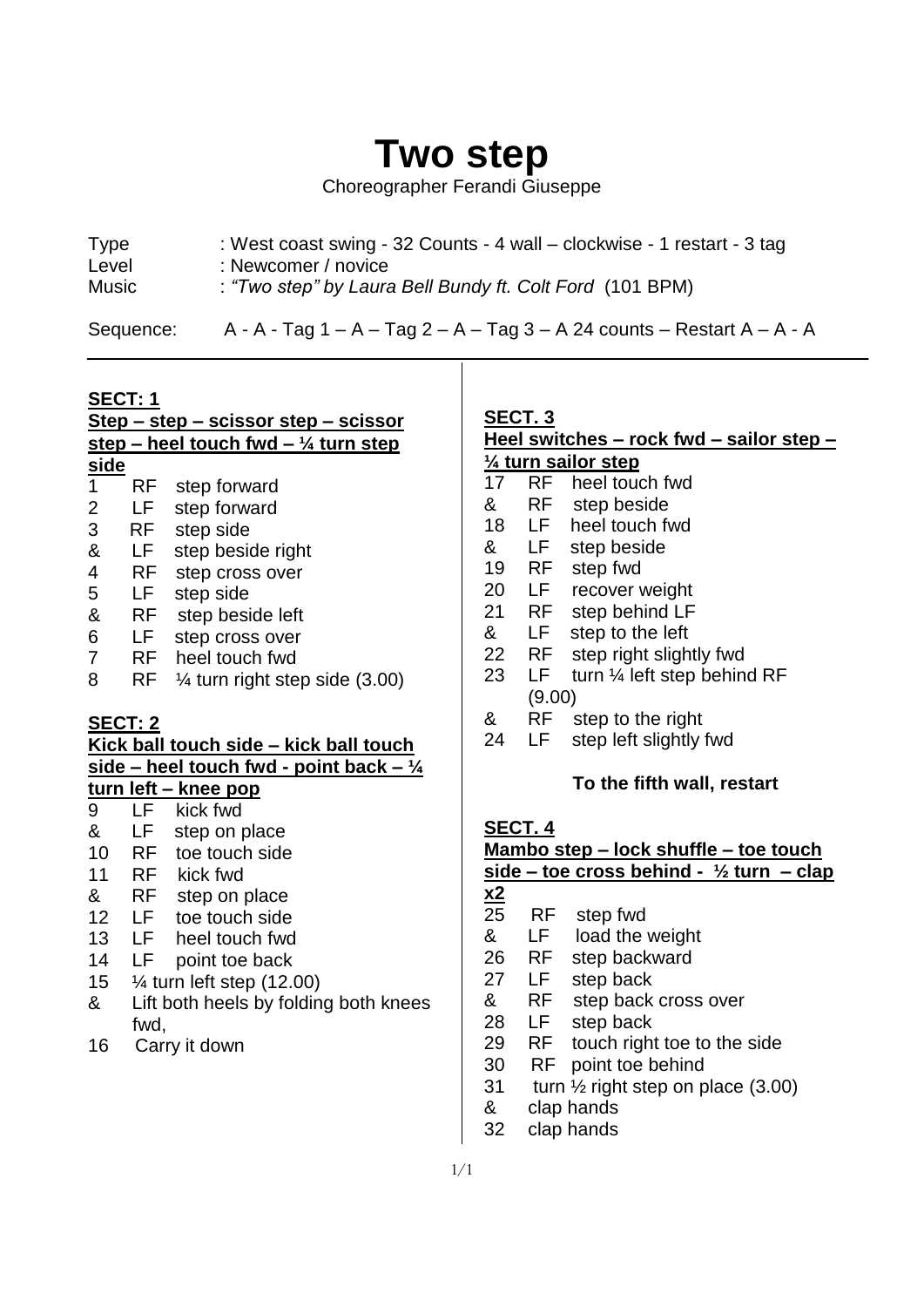# Two step

Choreographer Ferandi Giuseppe

Type : West coast swing - 32 Counts - 4 wall – clockwise - 1 restart - 3 tag
Level : Newcomer / novice
Music : *"Two step" by Laura Bell Bundy ft. Colt Ford* (101 BPM)

Sequence: A - A - Tag 1 – A – Tag 2 – A – Tag 3 – A 24 counts – Restart A – A - A

---

**SECT: 1**
**Step – step – scissor step – scissor step – heel touch fwd – ¼ turn step side**

1 RF step forward
2 LF step forward
3 RF step side
& LF step beside right
4 RF step cross over
5 LF step side
& RF step beside left
6 LF step cross over
7 RF heel touch fwd
8 RF ¼ turn right step side (3.00)

**SECT: 2**
**Kick ball touch side – kick ball touch side – heel touch fwd - point back – ¼ turn left – knee pop**

9 LF kick fwd
& LF step on place
10 RF toe touch side
11 RF kick fwd
& RF step on place
12 LF toe touch side
13 LF heel touch fwd
14 LF point toe back
15 ¼ turn left step (12.00)
& Lift both heels by folding both knees fwd,
16 Carry it down

**SECT. 3**
**Heel switches – rock fwd – sailor step – ¼ turn sailor step**

17 RF heel touch fwd
& RF step beside
18 LF heel touch fwd
& LF step beside
19 RF step fwd
20 LF recover weight
21 RF step behind LF
& LF step to the left
22 RF step right slightly fwd
23 LF turn ¼ left step behind RF (9.00)
& RF step to the right
24 LF step left slightly fwd

**To the fifth wall, restart**

**SECT. 4**
**Mambo step – lock shuffle – toe touch side – toe cross behind - ½ turn – clap x2**

25 RF step fwd
& LF load the weight
26 RF step backward
27 LF step back
& RF step back cross over
28 LF step back
29 RF touch right toe to the side
30 RF point toe behind
31 turn ½ right step on place (3.00)
& clap hands
32 clap hands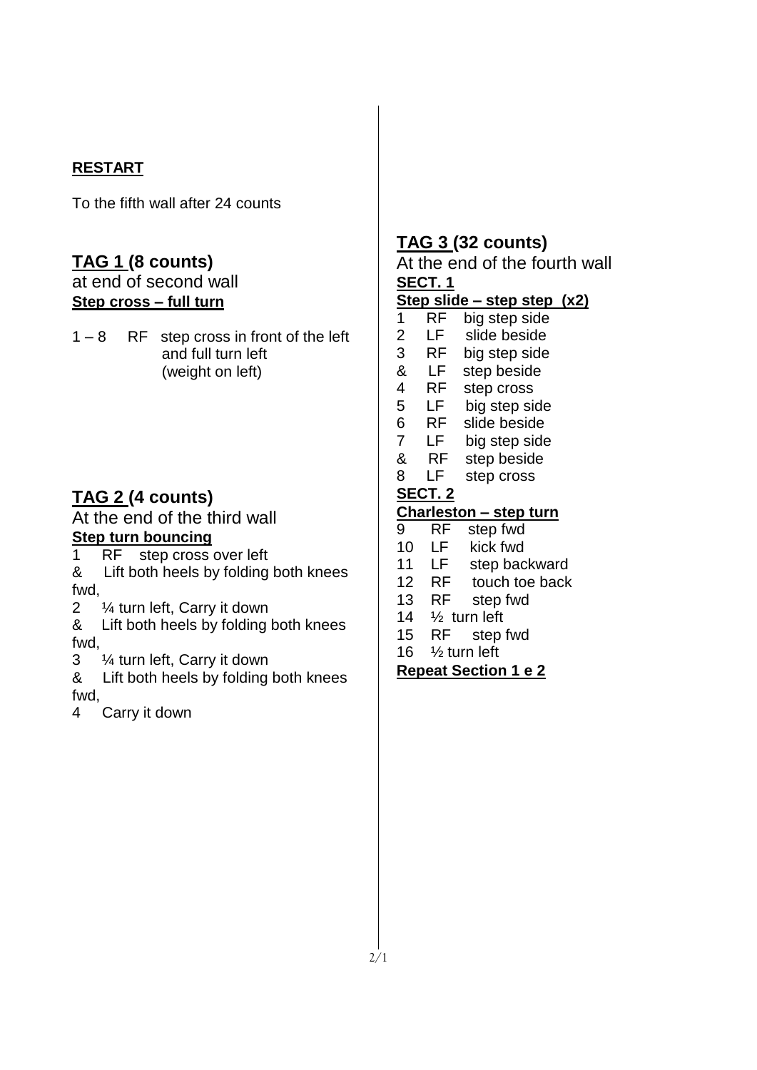**RESTART**

To the fifth wall after 24 counts

## TAG 1 (8 counts)

at end of second wall

**Step cross – full turn**

1 – 8 RF step cross in front of the left and full turn left (weight on left)

## TAG 2 (4 counts)

At the end of the third wall

**Step turn bouncing**

1 RF step cross over left
& Lift both heels by folding both knees fwd,
2 ¼ turn left, Carry it down
& Lift both heels by folding both knees fwd,
3 ¼ turn left, Carry it down
& Lift both heels by folding both knees fwd,
4 Carry it down

## TAG 3 (32 counts)

At the end of the fourth wall

**SECT. 1**

**Step slide – step step (x2)**

1 RF big step side
2 LF slide beside
3 RF big step side
& LF step beside
4 RF step cross
5 LF big step side
6 RF slide beside
7 LF big step side
& RF step beside
8 LF step cross

**SECT. 2**

**Charleston – step turn**

9 RF step fwd
10 LF kick fwd
11 LF step backward
12 RF touch toe back
13 RF step fwd
14 ½ turn left
15 RF step fwd
16 ½ turn left

**Repeat Section 1 e 2**